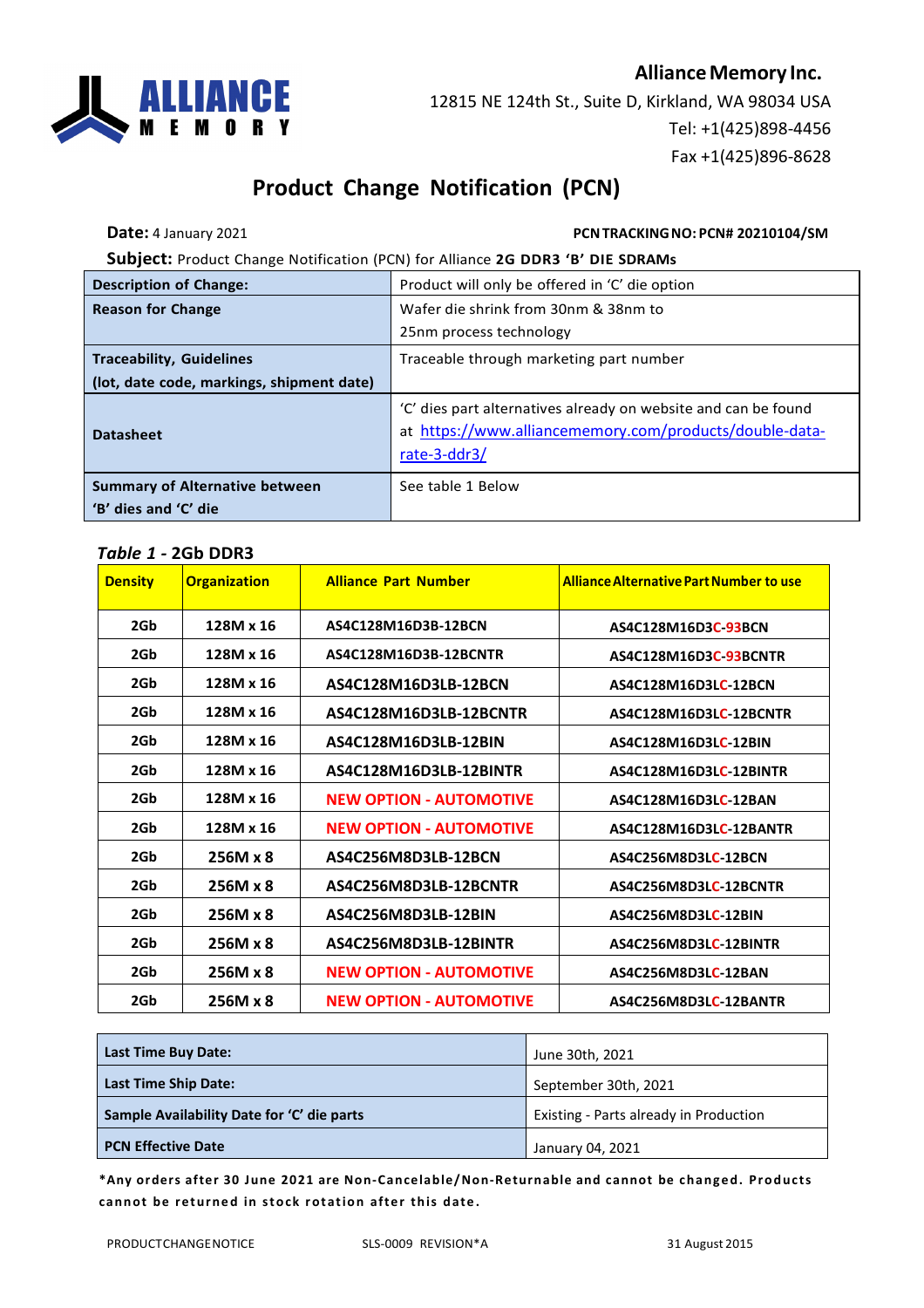**Alliance Memory Inc.**

12815 NE 124th St., Suite D, Kirkland, WA 98034 USA

Tel: +1(425)898-4456

Fax +1(425)896-8628

# Product Change Notification (PCN)

**Date:** 4 January 2021 **PCN TRACKING NO: PCN# 20210104/SM**

**Subject:** Product Change Notification (PCN) for Alliance **2G DDR3 'B' DIE SDRAMs**

| | |
|---|---|
| **Description of Change:** | Product will only be offered in 'C' die option |
| **Reason for Change** | Wafer die shrink from 30nm & 38nm to 25nm process technology |
| **Traceability, Guidelines (lot, date code, markings, shipment date)** | Traceable through marketing part number |
| **Datasheet** | 'C' dies part alternatives already on website and can be found at https://www.alliancememory.com/products/double-data-rate-3-ddr3/ |
| **Summary of Alternative between 'B' dies and 'C' die** | See table 1 Below |

***Table 1*** **- 2Gb DDR3**

| **Density** | **Organization** | **Alliance Part Number** | **Alliance Alternative Part Number to use** |
|---|---|---|---|
| 2Gb | 128M x 16 | AS4C128M16D3B-12BCN | AS4C128M16D3C-93BCN |
| 2Gb | 128M x 16 | AS4C128M16D3B-12BCNTR | AS4C128M16D3C-93BCNTR |
| 2Gb | 128M x 16 | AS4C128M16D3LB-12BCN | AS4C128M16D3LC-12BCN |
| 2Gb | 128M x 16 | AS4C128M16D3LB-12BCNTR | AS4C128M16D3LC-12BCNTR |
| 2Gb | 128M x 16 | AS4C128M16D3LB-12BIN | AS4C128M16D3LC-12BIN |
| 2Gb | 128M x 16 | AS4C128M16D3LB-12BINTR | AS4C128M16D3LC-12BINTR |
| 2Gb | 128M x 16 | NEW OPTION - AUTOMOTIVE | AS4C128M16D3LC-12BAN |
| 2Gb | 128M x 16 | NEW OPTION - AUTOMOTIVE | AS4C128M16D3LC-12BANTR |
| 2Gb | 256M x 8 | AS4C256M8D3LB-12BCN | AS4C256M8D3LC-12BCN |
| 2Gb | 256M x 8 | AS4C256M8D3LB-12BCNTR | AS4C256M8D3LC-12BCNTR |
| 2Gb | 256M x 8 | AS4C256M8D3LB-12BIN | AS4C256M8D3LC-12BIN |
| 2Gb | 256M x 8 | AS4C256M8D3LB-12BINTR | AS4C256M8D3LC-12BINTR |
| 2Gb | 256M x 8 | NEW OPTION - AUTOMOTIVE | AS4C256M8D3LC-12BAN |
| 2Gb | 256M x 8 | NEW OPTION - AUTOMOTIVE | AS4C256M8D3LC-12BANTR |

| | |
|---|---|
| **Last Time Buy Date:** | June 30th, 2021 |
| **Last Time Ship Date:** | September 30th, 2021 |
| **Sample Availability Date for 'C' die parts** | Existing - Parts already in Production |
| **PCN Effective Date** | January 04, 2021 |

**\*Any orders after 30 June 2021 are Non-Cancelable/Non-Returnable and cannot be changed. Products cannot be returned in stock rotation after this date.**

PRODUCTCHANGENOTICE SLS-0009 REVISION*A 31 August 2015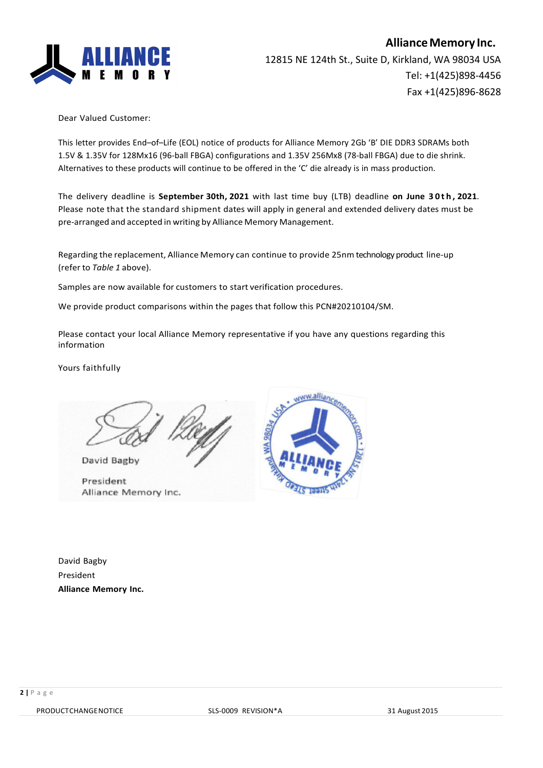**Alliance Memory Inc.**
12815 NE 124th St., Suite D, Kirkland, WA 98034 USA
Tel: +1(425)898-4456
Fax +1(425)896-8628

Dear Valued Customer:

This letter provides End–of–Life (EOL) notice of products for Alliance Memory 2Gb 'B' DIE DDR3 SDRAMs both 1.5V & 1.35V for 128Mx16 (96-ball FBGA) configurations and 1.35V 256Mx8 (78-ball FBGA) due to die shrink. Alternatives to these products will continue to be offered in the 'C' die already is in mass production.

The delivery deadline is **September 30th, 2021** with last time buy (LTB) deadline **on June 30th, 2021**. Please note that the standard shipment dates will apply in general and extended delivery dates must be pre-arranged and accepted in writing by Alliance Memory Management.

Regarding the replacement, Alliance Memory can continue to provide 25nm technology product line-up (refer to *Table 1* above).

Samples are now available for customers to start verification procedures.

We provide product comparisons within the pages that follow this PCN#20210104/SM.

Please contact your local Alliance Memory representative if you have any questions regarding this information

Yours faithfully

David Bagby
President
Alliance Memory Inc.

David Bagby
President
**Alliance Memory Inc.**

PRODUCTCHANGENOTICE SLS-0009 REVISION*A 31 August 2015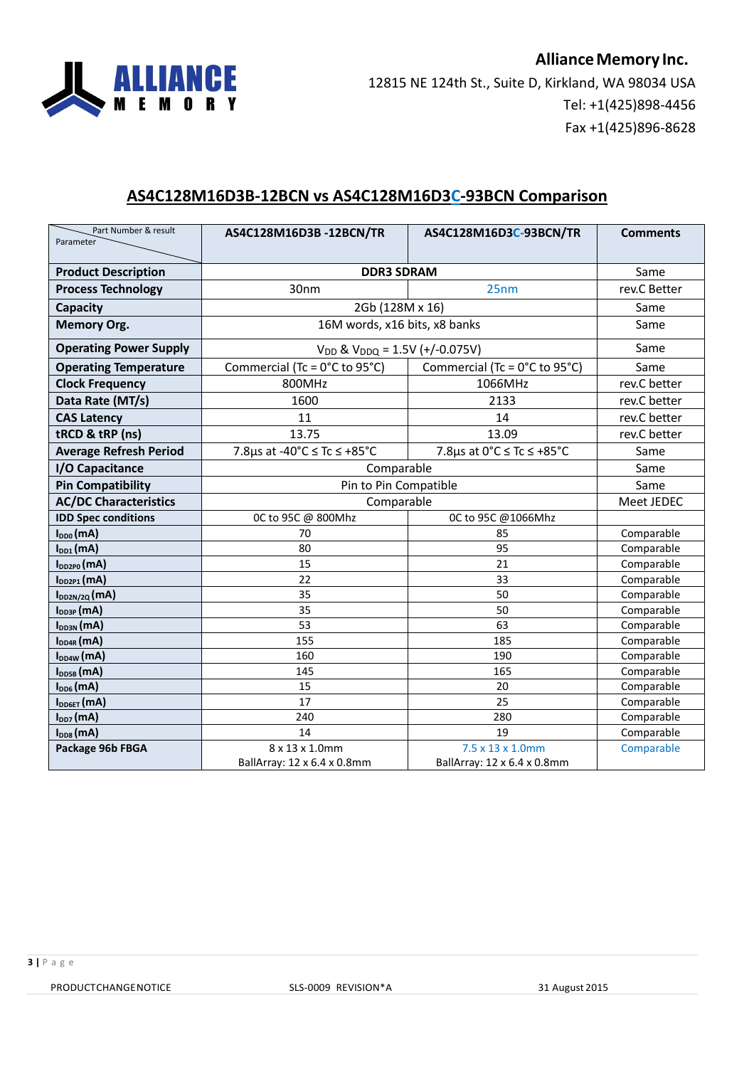**Alliance Memory Inc.**
12815 NE 124th St., Suite D, Kirkland, WA 98034 USA
Tel: +1(425)898-4456
Fax +1(425)896-8628

## AS4C128M16D3B-12BCN vs AS4C128M16D3C-93BCN Comparison

| Part Number & result / Parameter | AS4C128M16D3B -12BCN/TR | AS4C128M16D3C-93BCN/TR | Comments |
|---|---|---|---|
| **Product Description** | DDR3 SDRAM | | Same |
| **Process Technology** | 30nm | 25nm | rev.C Better |
| **Capacity** | 2Gb (128M x 16) | | Same |
| **Memory Org.** | 16M words, x16 bits, x8 banks | | Same |
| **Operating Power Supply** | $V_{DD}$ & $V_{DDQ}$ = 1.5V (+/-0.075V) | | Same |
| **Operating Temperature** | Commercial (Tc = 0°C to 95°C) | Commercial (Tc = 0°C to 95°C) | Same |
| **Clock Frequency** | 800MHz | 1066MHz | rev.C better |
| **Data Rate (MT/s)** | 1600 | 2133 | rev.C better |
| **CAS Latency** | 11 | 14 | rev.C better |
| **tRCD & tRP (ns)** | 13.75 | 13.09 | rev.C better |
| **Average Refresh Period** | 7.8µs at -40°C ≤ Tc ≤ +85°C | 7.8µs at 0°C ≤ Tc ≤ +85°C | Same |
| **I/O Capacitance** | Comparable | | Same |
| **Pin Compatibility** | Pin to Pin Compatible | | Same |
| **AC/DC Characteristics** | Comparable | | Meet JEDEC |
| **IDD Spec conditions** | 0C to 95C @ 800Mhz | 0C to 95C @1066Mhz | |
| $I_{DD0}$ **(mA)** | 70 | 85 | Comparable |
| $I_{DD1}$ **(mA)** | 80 | 95 | Comparable |
| $I_{DD2P0}$ **(mA)** | 15 | 21 | Comparable |
| $I_{DD2P1}$ **(mA)** | 22 | 33 | Comparable |
| $I_{DD2N/2Q}$ **(mA)** | 35 | 50 | Comparable |
| $I_{DD3P}$ **(mA)** | 35 | 50 | Comparable |
| $I_{DD3N}$ **(mA)** | 53 | 63 | Comparable |
| $I_{DD4R}$ **(mA)** | 155 | 185 | Comparable |
| $I_{DD4W}$ **(mA)** | 160 | 190 | Comparable |
| $I_{DD5B}$ **(mA)** | 145 | 165 | Comparable |
| $I_{DD6}$ **(mA)** | 15 | 20 | Comparable |
| $I_{DD6ET}$ **(mA)** | 17 | 25 | Comparable |
| $I_{DD7}$ **(mA)** | 240 | 280 | Comparable |
| $I_{DD8}$ **(mA)** | 14 | 19 | Comparable |
| **Package 96b FBGA** | 8 x 13 x 1.0mm BallArray: 12 x 6.4 x 0.8mm | 7.5 x 13 x 1.0mm BallArray: 12 x 6.4 x 0.8mm | Comparable |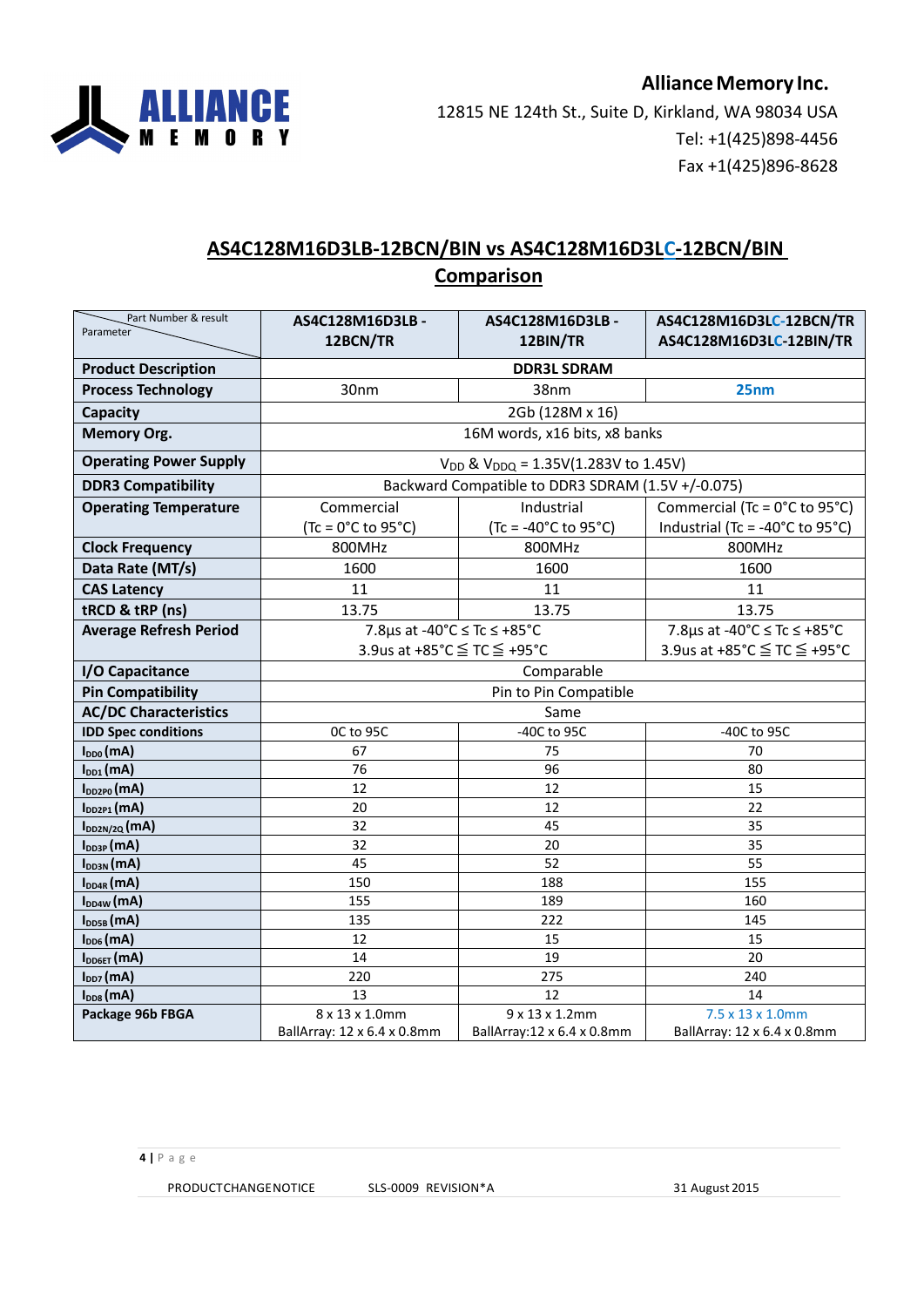**Alliance Memory Inc.**
12815 NE 124th St., Suite D, Kirkland, WA 98034 USA
Tel: +1(425)898-4456
Fax +1(425)896-8628

## AS4C128M16D3LB-12BCN/BIN vs AS4C128M16D3LC-12BCN/BIN Comparison

| Parameter \ Part Number & result | AS4C128M16D3LB - 12BCN/TR | AS4C128M16D3LB - 12BIN/TR | AS4C128M16D3LC-12BCN/TR AS4C128M16D3LC-12BIN/TR |
|---|---|---|---|
| **Product Description** | DDR3L SDRAM | | |
| **Process Technology** | 30nm | 38nm | 25nm |
| **Capacity** | 2Gb (128M x 16) | | |
| **Memory Org.** | 16M words, x16 bits, x8 banks | | |
| **Operating Power Supply** | $V_{DD}$ & $V_{DDQ}$ = 1.35V(1.283V to 1.45V) | | |
| **DDR3 Compatibility** | Backward Compatible to DDR3 SDRAM (1.5V +/-0.075) | | |
| **Operating Temperature** | Commercial (Tc = 0°C to 95°C) | Industrial (Tc = -40°C to 95°C) | Commercial (Tc = 0°C to 95°C) Industrial (Tc = -40°C to 95°C) |
| **Clock Frequency** | 800MHz | 800MHz | 800MHz |
| **Data Rate (MT/s)** | 1600 | 1600 | 1600 |
| **CAS Latency** | 11 | 11 | 11 |
| **tRCD & tRP (ns)** | 13.75 | 13.75 | 13.75 |
| **Average Refresh Period** | 7.8µs at -40°C ≤ Tc ≤ +85°C 3.9us at +85°C ≦ TC ≦ +95°C | | 7.8µs at -40°C ≤ Tc ≤ +85°C 3.9us at +85°C ≦ TC ≦ +95°C |
| **I/O Capacitance** | Comparable | | |
| **Pin Compatibility** | Pin to Pin Compatible | | |
| **AC/DC Characteristics** | Same | | |
| **IDD Spec conditions** | 0C to 95C | -40C to 95C | -40C to 95C |
| **$I_{DD0}$ (mA)** | 67 | 75 | 70 |
| **$I_{DD1}$ (mA)** | 76 | 96 | 80 |
| **$I_{DD2P0}$ (mA)** | 12 | 12 | 15 |
| **$I_{DD2P1}$ (mA)** | 20 | 12 | 22 |
| **$I_{DD2N/2Q}$ (mA)** | 32 | 45 | 35 |
| **$I_{DD3P}$ (mA)** | 32 | 20 | 35 |
| **$I_{DD3N}$ (mA)** | 45 | 52 | 55 |
| **$I_{DD4R}$ (mA)** | 150 | 188 | 155 |
| **$I_{DD4W}$ (mA)** | 155 | 189 | 160 |
| **$I_{DD5B}$ (mA)** | 135 | 222 | 145 |
| **$I_{DD6}$ (mA)** | 12 | 15 | 15 |
| **$I_{DD6ET}$ (mA)** | 14 | 19 | 20 |
| **$I_{DD7}$ (mA)** | 220 | 275 | 240 |
| **$I_{DD8}$ (mA)** | 13 | 12 | 14 |
| **Package 96b FBGA** | 8 x 13 x 1.0mm BallArray: 12 x 6.4 x 0.8mm | 9 x 13 x 1.2mm BallArray:12 x 6.4 x 0.8mm | 7.5 x 13 x 1.0mm BallArray: 12 x 6.4 x 0.8mm |

PRODUCTCHANGENOTICE SLS-0009 REVISION*A 31 August 2015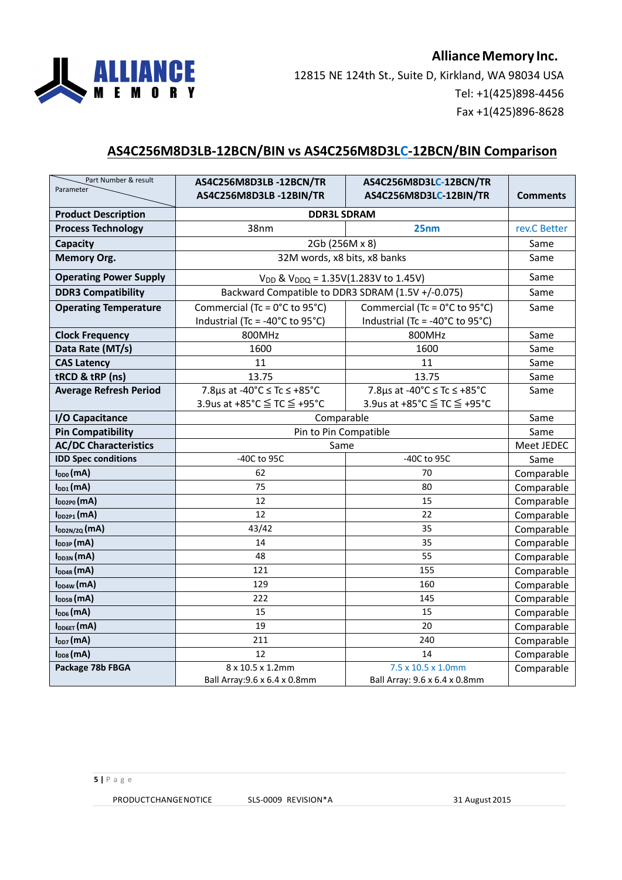**Alliance Memory Inc.**
12815 NE 124th St., Suite D, Kirkland, WA 98034 USA
Tel: +1(425)898-4456
Fax +1(425)896-8628

## AS4C256M8D3LB-12BCN/BIN vs AS4C256M8D3LC-12BCN/BIN Comparison

| Parameter / Part Number & result | AS4C256M8D3LB -12BCN/TR AS4C256M8D3LB -12BIN/TR | AS4C256M8D3LC-12BCN/TR AS4C256M8D3LC-12BIN/TR | Comments |
|---|---|---|---|
| **Product Description** | DDR3L SDRAM | | |
| **Process Technology** | 38nm | 25nm | rev.C Better |
| **Capacity** | 2Gb (256M x 8) | | Same |
| **Memory Org.** | 32M words, x8 bits, x8 banks | | Same |
| **Operating Power Supply** | $V_{DD}$ & $V_{DDQ}$ = 1.35V(1.283V to 1.45V) | | Same |
| **DDR3 Compatibility** | Backward Compatible to DDR3 SDRAM (1.5V +/-0.075) | | Same |
| **Operating Temperature** | Commercial (Tc = 0°C to 95°C) Industrial (Tc = -40°C to 95°C) | Commercial (Tc = 0°C to 95°C) Industrial (Tc = -40°C to 95°C) | Same |
| **Clock Frequency** | 800MHz | 800MHz | Same |
| **Data Rate (MT/s)** | 1600 | 1600 | Same |
| **CAS Latency** | 11 | 11 | Same |
| **tRCD & tRP (ns)** | 13.75 | 13.75 | Same |
| **Average Refresh Period** | 7.8µs at -40°C ≤ Tc ≤ +85°C 3.9us at +85°C ≦ TC ≦ +95°C | 7.8µs at -40°C ≤ Tc ≤ +85°C 3.9us at +85°C ≦ TC ≦ +95°C | Same |
| **I/O Capacitance** | Comparable | | Same |
| **Pin Compatibility** | Pin to Pin Compatible | | Same |
| **AC/DC Characteristics** | Same | | Meet JEDEC |
| **IDD Spec conditions** | -40C to 95C | -40C to 95C | Same |
| $I_{DD0}$ **(mA)** | 62 | 70 | Comparable |
| $I_{DD1}$ **(mA)** | 75 | 80 | Comparable |
| $I_{DD2P0}$ **(mA)** | 12 | 15 | Comparable |
| $I_{DD2P1}$ **(mA)** | 12 | 22 | Comparable |
| $I_{DD2N/2Q}$ **(mA)** | 43/42 | 35 | Comparable |
| $I_{DD3P}$ **(mA)** | 14 | 35 | Comparable |
| $I_{DD3N}$ **(mA)** | 48 | 55 | Comparable |
| $I_{DD4R}$ **(mA)** | 121 | 155 | Comparable |
| $I_{DD4W}$ **(mA)** | 129 | 160 | Comparable |
| $I_{DD5B}$ **(mA)** | 222 | 145 | Comparable |
| $I_{DD6}$ **(mA)** | 15 | 15 | Comparable |
| $I_{DD6ET}$ **(mA)** | 19 | 20 | Comparable |
| $I_{DD7}$ **(mA)** | 211 | 240 | Comparable |
| $I_{DD8}$ **(mA)** | 12 | 14 | Comparable |
| **Package 78b FBGA** | 8 x 10.5 x 1.2mm Ball Array:9.6 x 6.4 x 0.8mm | 7.5 x 10.5 x 1.0mm Ball Array: 9.6 x 6.4 x 0.8mm | Comparable |

PRODUCTCHANGENOTICE SLS-0009 REVISION*A 31 August 2015